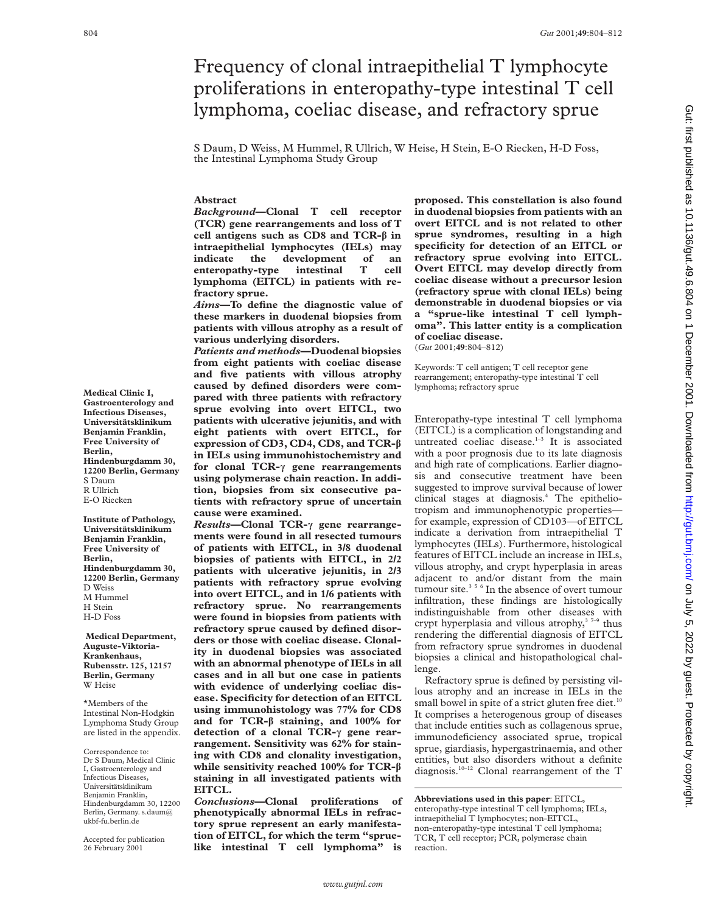# Frequency of clonal intraepithelial T lymphocyte proliferations in enteropathy-type intestinal T cell lymphoma, coeliac disease, and refractory sprue

S Daum, D Weiss, M Hummel, R Ullrich, W Heise, H Stein, E-O Riecken, H-D Foss, the Intestinal Lymphoma Study Group

Medical Clinic I, Gastroenterology and Infectious Diseases, Universitätsklinikum Benjamin Franklin, Free University of Berlin, Hindenburgdamm 30, 12200 Berlin, Germany
S Daum
R Ullrich
E-O Riecken

Institute of Pathology, Universitätsklinikum Benjamin Franklin, Free University of Berlin, Hindenburgdamm 30, 12200 Berlin, Germany
D Weiss
M Hummel
H Stein
H-D Foss

Medical Department, Auguste-Viktoria-Krankenhaus, Rubensstr. 125, 12157 Berlin, Germany
W Heise

*Members of the Intestinal Non-Hodgkin Lymphoma Study Group are listed in the appendix.

Correspondence to: Dr S Daum, Medical Clinic I, Gastroenterology and Infectious Diseases, Universitätsklinikum Benjamin Franklin, Hindenburgdamm 30, 12200 Berlin, Germany. s.daum@ukbf-fu.berlin.de

Accepted for publication 26 February 2001

## Abstract

***Background*—Clonal T cell receptor (TCR) gene rearrangements and loss of T cell antigens such as CD8 and TCR-β in intraepithelial lymphocytes (IELs) may indicate the development of an enteropathy-type intestinal T cell lymphoma (EITCL) in patients with refractory sprue.**

***Aims*—To define the diagnostic value of these markers in duodenal biopsies from patients with villous atrophy as a result of various underlying disorders.**

***Patients and methods*—Duodenal biopsies from eight patients with coeliac disease and five patients with villous atrophy caused by defined disorders were compared with three patients with refractory sprue evolving into overt EITCL, two patients with ulcerative jejunitis, and with eight patients with overt EITCL, for expression of CD3, CD4, CD8, and TCR-β in IELs using immunohistochemistry and for clonal TCR-γ gene rearrangements using polymerase chain reaction. In addition, biopsies from six consecutive patients with refractory sprue of uncertain cause were examined.**

***Results*—Clonal TCR-γ gene rearrangements were found in all resected tumours of patients with EITCL, in 3/8 duodenal biopsies of patients with EITCL, in 2/2 patients with ulcerative jejunitis, in 2/3 patients with refractory sprue evolving into overt EITCL, and in 1/6 patients with refractory sprue. No rearrangements were found in biopsies from patients with refractory sprue caused by defined disorders or those with coeliac disease. Clonality in duodenal biopsies was associated with an abnormal phenotype of IELs in all cases and in all but one case in patients with evidence of underlying coeliac disease. Specificity for detection of an EITCL using immunohistology was 77% for CD8 and for TCR-β staining, and 100% for detection of a clonal TCR-γ gene rearrangement. Sensitivity was 62% for staining with CD8 and clonality investigation, while sensitivity reached 100% for TCR-β staining in all investigated patients with EITCL.**

***Conclusions*—Clonal proliferations of phenotypically abnormal IELs in refractory sprue represent an early manifestation of EITCL, for which the term "sprue-like intestinal T cell lymphoma" is proposed. This constellation is also found in duodenal biopsies from patients with an overt EITCL and is not related to other sprue syndromes, resulting in a high specificity for detection of an EITCL or refractory sprue evolving into EITCL. Overt EITCL may develop directly from coeliac disease without a precursor lesion (refractory sprue with clonal IELs) being demonstrable in duodenal biopsies or via a "sprue-like intestinal T cell lymphoma". This latter entity is a complication of coeliac disease.**

(*Gut* 2001;**49**:804–812)

Keywords: T cell antigen; T cell receptor gene rearrangement; enteropathy-type intestinal T cell lymphoma; refractory sprue

Enteropathy-type intestinal T cell lymphoma (EITCL) is a complication of longstanding and untreated coeliac disease.[1–3] It is associated with a poor prognosis due to its late diagnosis and high rate of complications. Earlier diagnosis and consecutive treatment have been suggested to improve survival because of lower clinical stages at diagnosis.[4] The epitheliotropism and immunophenotypic properties—for example, expression of CD103—of EITCL indicate a derivation from intraepithelial T lymphocytes (IELs). Furthermore, histological features of EITCL include an increase in IELs, villous atrophy, and crypt hyperplasia in areas adjacent to and/or distant from the main tumour site.[3 5 6] In the absence of overt tumour infiltration, these findings are histologically indistinguishable from other diseases with crypt hyperplasia and villous atrophy,[3 7–9] thus rendering the differential diagnosis of EITCL from refractory sprue syndromes in duodenal biopsies a clinical and histopathological challenge.

Refractory sprue is defined by persisting villous atrophy and an increase in IELs in the small bowel in spite of a strict gluten free diet.[10] It comprises a heterogenous group of diseases that include entities such as collagenous sprue, immunodeficiency associated sprue, tropical sprue, giardiasis, hypergastrinaemia, and other entities, but also disorders without a definite diagnosis.[10–12] Clonal rearrangement of the T

**Abbreviations used in this paper**: EITCL, enteropathy-type intestinal T cell lymphoma; IELs, intraepithelial T lymphocytes; non-EITCL, non-enteropathy-type intestinal T cell lymphoma; TCR, T cell receptor; PCR, polymerase chain reaction.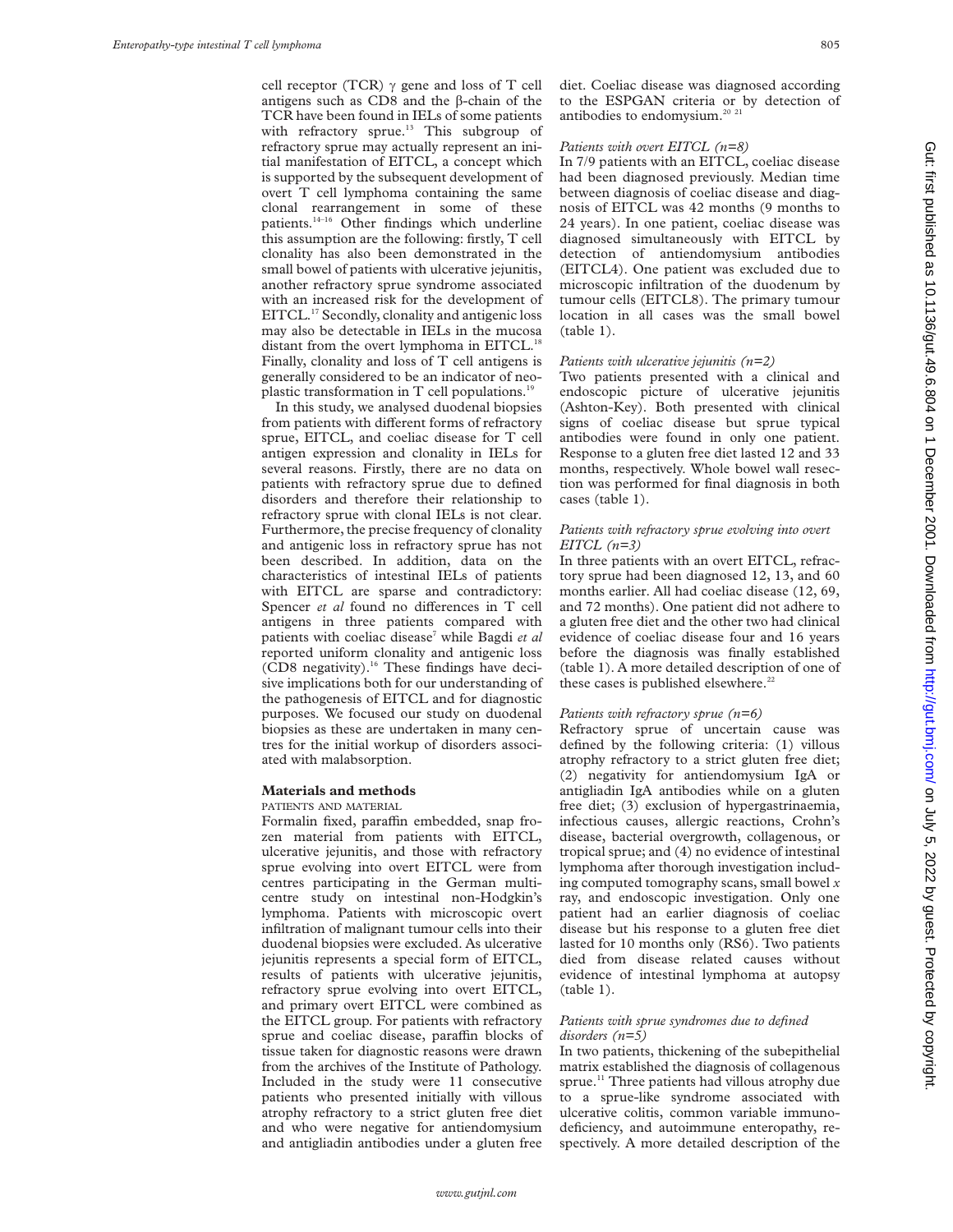cell receptor (TCR) γ gene and loss of T cell antigens such as CD8 and the β-chain of the TCR have been found in IELs of some patients with refractory sprue.[13] This subgroup of refractory sprue may actually represent an initial manifestation of EITCL, a concept which is supported by the subsequent development of overt T cell lymphoma containing the same clonal rearrangement in some of these patients.[14–16] Other findings which underline this assumption are the following: firstly, T cell clonality has also been demonstrated in the small bowel of patients with ulcerative jejunitis, another refractory sprue syndrome associated with an increased risk for the development of EITCL.[17] Secondly, clonality and antigenic loss may also be detectable in IELs in the mucosa distant from the overt lymphoma in EITCL.[18] Finally, clonality and loss of T cell antigens is generally considered to be an indicator of neoplastic transformation in T cell populations.[19]

In this study, we analysed duodenal biopsies from patients with different forms of refractory sprue, EITCL, and coeliac disease for T cell antigen expression and clonality in IELs for several reasons. Firstly, there are no data on patients with refractory sprue due to defined disorders and therefore their relationship to refractory sprue with clonal IELs is not clear. Furthermore, the precise frequency of clonality and antigenic loss in refractory sprue has not been described. In addition, data on the characteristics of intestinal IELs of patients with EITCL are sparse and contradictory: Spencer *et al* found no differences in T cell antigens in three patients compared with patients with coeliac disease[7] while Bagdi *et al* reported uniform clonality and antigenic loss (CD8 negativity).[16] These findings have decisive implications both for our understanding of the pathogenesis of EITCL and for diagnostic purposes. We focused our study on duodenal biopsies as these are undertaken in many centres for the initial workup of disorders associated with malabsorption.

## Materials and methods

### PATIENTS AND MATERIAL

Formalin fixed, paraffin embedded, snap frozen material from patients with EITCL, ulcerative jejunitis, and those with refractory sprue evolving into overt EITCL were from centres participating in the German multicentre study on intestinal non-Hodgkin's lymphoma. Patients with microscopic overt infiltration of malignant tumour cells into their duodenal biopsies were excluded. As ulcerative jejunitis represents a special form of EITCL, results of patients with ulcerative jejunitis, refractory sprue evolving into overt EITCL, and primary overt EITCL were combined as the EITCL group. For patients with refractory sprue and coeliac disease, paraffin blocks of tissue taken for diagnostic reasons were drawn from the archives of the Institute of Pathology. Included in the study were 11 consecutive patients who presented initially with villous atrophy refractory to a strict gluten free diet and who were negative for antiendomysium and antigliadin antibodies under a gluten free diet. Coeliac disease was diagnosed according to the ESPGAN criteria or by detection of antibodies to endomysium.[20 21]

#### *Patients with overt EITCL (n=8)*

In 7/9 patients with an EITCL, coeliac disease had been diagnosed previously. Median time between diagnosis of coeliac disease and diagnosis of EITCL was 42 months (9 months to 24 years). In one patient, coeliac disease was diagnosed simultaneously with EITCL by detection of antiendomysium antibodies (EITCL4). One patient was excluded due to microscopic infiltration of the duodenum by tumour cells (EITCL8). The primary tumour location in all cases was the small bowel (table 1).

#### *Patients with ulcerative jejunitis (n=2)*

Two patients presented with a clinical and endoscopic picture of ulcerative jejunitis (Ashton-Key). Both presented with clinical signs of coeliac disease but sprue typical antibodies were found in only one patient. Response to a gluten free diet lasted 12 and 33 months, respectively. Whole bowel wall resection was performed for final diagnosis in both cases (table 1).

#### *Patients with refractory sprue evolving into overt EITCL (n=3)*

In three patients with an overt EITCL, refractory sprue had been diagnosed 12, 13, and 60 months earlier. All had coeliac disease (12, 69, and 72 months). One patient did not adhere to a gluten free diet and the other two had clinical evidence of coeliac disease four and 16 years before the diagnosis was finally established (table 1). A more detailed description of one of these cases is published elsewhere.[22]

#### *Patients with refractory sprue (n=6)*

Refractory sprue of uncertain cause was defined by the following criteria: (1) villous atrophy refractory to a strict gluten free diet; (2) negativity for antiendomysium IgA or antigliadin IgA antibodies while on a gluten free diet; (3) exclusion of hypergastrinaemia, infectious causes, allergic reactions, Crohn's disease, bacterial overgrowth, collagenous, or tropical sprue; and (4) no evidence of intestinal lymphoma after thorough investigation including computed tomography scans, small bowel *x* ray, and endoscopic investigation. Only one patient had an earlier diagnosis of coeliac disease but his response to a gluten free diet lasted for 10 months only (RS6). Two patients died from disease related causes without evidence of intestinal lymphoma at autopsy (table 1).

#### *Patients with sprue syndromes due to defined disorders (n=5)*

In two patients, thickening of the subepithelial matrix established the diagnosis of collagenous sprue.[11] Three patients had villous atrophy due to a sprue-like syndrome associated with ulcerative colitis, common variable immunodeficiency, and autoimmune enteropathy, respectively. A more detailed description of the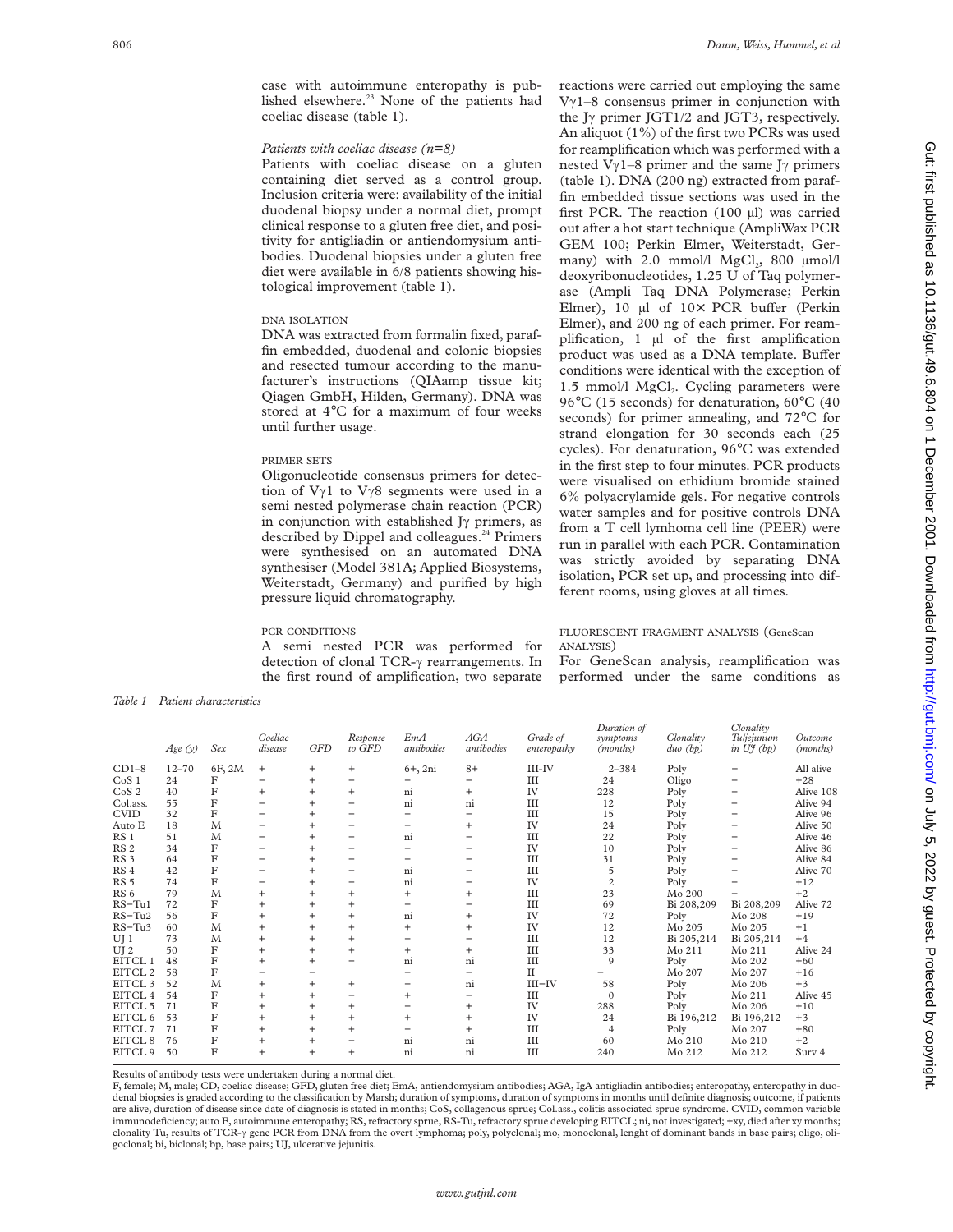case with autoimmune enteropathy is published elsewhere.[23] None of the patients had coeliac disease (table 1).

*Patients with coeliac disease (n=8)*

Patients with coeliac disease on a gluten containing diet served as a control group. Inclusion criteria were: availability of the initial duodenal biopsy under a normal diet, prompt clinical response to a gluten free diet, and positivity for antigliadin or antiendomysium antibodies. Duodenal biopsies under a gluten free diet were available in 6/8 patients showing histological improvement (table 1).

### DNA ISOLATION

DNA was extracted from formalin fixed, paraffin embedded, duodenal and colonic biopsies and resected tumour according to the manufacturer's instructions (QIAamp tissue kit; Qiagen GmbH, Hilden, Germany). DNA was stored at 4°C for a maximum of four weeks until further usage.

### PRIMER SETS

Oligonucleotide consensus primers for detection of Vγ1 to Vγ8 segments were used in a semi nested polymerase chain reaction (PCR) in conjunction with established Jγ primers, as described by Dippel and colleagues.[24] Primers were synthesised on an automated DNA synthesiser (Model 381A; Applied Biosystems, Weiterstadt, Germany) and purified by high pressure liquid chromatography.

### PCR CONDITIONS

A semi nested PCR was performed for detection of clonal TCR-γ rearrangements. In the first round of amplification, two separate reactions were carried out employing the same Vγ1–8 consensus primer in conjunction with the Jγ primer JGT1/2 and JGT3, respectively. An aliquot (1%) of the first two PCRs was used for reamplification which was performed with a nested Vγ1–8 primer and the same Jγ primers (table 1). DNA (200 ng) extracted from paraffin embedded tissue sections was used in the first PCR. The reaction (100 µl) was carried out after a hot start technique (AmpliWax PCR GEM 100; Perkin Elmer, Weiterstadt, Germany) with 2.0 mmol/l $MgCl_2$, 800 µmol/l deoxyribonucleotides, 1.25 U of Taq polymerase (Ampli Taq DNA Polymerase; Perkin Elmer), 10 µl of 10× PCR buffer (Perkin Elmer), and 200 ng of each primer. For reamplification, 1 µl of the first amplification product was used as a DNA template. Buffer conditions were identical with the exception of 1.5 mmol/l $MgCl_2$. Cycling parameters were 96°C (15 seconds) for denaturation, 60°C (40 seconds) for primer annealing, and 72°C for strand elongation for 30 seconds each (25 cycles). For denaturation, 96°C was extended in the first step to four minutes. PCR products were visualised on ethidium bromide stained 6% polyacrylamide gels. For negative controls water samples and for positive controls DNA from a T cell lymhoma cell line (PEER) were run in parallel with each PCR. Contamination was strictly avoided by separating DNA isolation, PCR set up, and processing into different rooms, using gloves at all times.

### FLUORESCENT FRAGMENT ANALYSIS (GeneScan ANALYSIS)

For GeneScan analysis, reamplification was performed under the same conditions as

*Table 1 Patient characteristics*

| | Age (y) | Sex | Coeliac disease | GFD | Response to GFD | EmA antibodies | AGA antibodies | Grade of enteropathy | Duration of symptoms (months) | Clonality duo (bp) | Clonality Tu/jejunum in UJ (bp) | Outcome (months) |
|---|---|---|---|---|---|---|---|---|---|---|---|---|
| CD1–8 | 12–70 | 6F, 2M | + | + | + | 6+, 2ni | 8+ | III–IV | 2–384 | Poly | − | All alive |
| CoS 1 | 24 | F | − | + | − | − | − | III | 24 | Oligo | − | +28 |
| CoS 2 | 40 | F | + | + | + | ni | + | IV | 228 | Poly | − | Alive 108 |
| Col.ass. | 55 | F | − | + | − | ni | ni | III | 12 | Poly | − | Alive 94 |
| CVID | 32 | F | − | + | − | − | − | III | 15 | Poly | − | Alive 96 |
| Auto E | 18 | M | − | + | − | − | + | IV | 24 | Poly | − | Alive 50 |
| RS 1 | 51 | M | − | + | − | ni | − | III | 22 | Poly | − | Alive 46 |
| RS 2 | 34 | F | − | + | − | − | − | IV | 10 | Poly | − | Alive 86 |
| RS 3 | 64 | F | − | + | − | − | − | III | 31 | Poly | − | Alive 84 |
| RS 4 | 42 | F | − | + | − | ni | − | III | 5 | Poly | − | Alive 70 |
| RS 5 | 74 | F | − | + | − | ni | − | IV | 2 | Poly | − | +12 |
| RS 6 | 79 | M | + | + | + | + | + | III | 23 | Mo 200 | − | +2 |
| RS–Tu1 | 72 | F | + | + | + | − | − | III | 69 | Bi 208,209 | Bi 208,209 | Alive 72 |
| RS–Tu2 | 56 | F | + | + | + | ni | + | IV | 72 | Poly | Mo 208 | +19 |
| RS–Tu3 | 60 | M | + | + | + | + | + | IV | 12 | Mo 205 | Mo 205 | +1 |
| UJ 1 | 73 | M | + | + | + | − | − | III | 12 | Bi 205,214 | Bi 205,214 | +4 |
| UJ 2 | 50 | F | + | + | + | + | + | III | 33 | Mo 211 | Mo 211 | Alive 24 |
| EITCL 1 | 48 | F | + | + | − | ni | ni | III | 9 | Poly | Mo 202 | +60 |
| EITCL 2 | 58 | F | − | − | | − | − | II | − | Mo 207 | Mo 207 | +16 |
| EITCL 3 | 52 | M | + | + | + | − | ni | III–IV | 58 | Poly | Mo 206 | +3 |
| EITCL 4 | 54 | F | + | + | − | + | − | III | 0 | Poly | Mo 211 | Alive 45 |
| EITCL 5 | 71 | F | + | + | + | − | + | IV | 288 | Poly | Mo 206 | +10 |
| EITCL 6 | 53 | F | + | + | + | + | + | IV | 24 | Bi 196,212 | Bi 196,212 | +3 |
| EITCL 7 | 71 | F | + | + | + | − | + | III | 4 | Poly | Mo 207 | +80 |
| EITCL 8 | 76 | F | + | + | − | ni | ni | III | 60 | Mo 210 | Mo 210 | +2 |
| EITCL 9 | 50 | F | + | + | + | ni | ni | III | 240 | Mo 212 | Mo 212 | Surv 4 |

Results of antibody tests were undertaken during a normal diet.

F, female; M, male; CD, coeliac disease; GFD, gluten free diet; EmA, antiendomysium antibodies; AGA, IgA antigliadin antibodies; enteropathy, enteropathy in duodenal biopsies is graded according to the classification by Marsh; duration of symptoms, duration of symptoms in months until definite diagnosis; outcome, if patients are alive, duration of disease since date of diagnosis is stated in months; CoS, collagenous sprue; Col.ass., colitis associated sprue syndrome. CVID, common variable immunodeficiency; auto E, autoimmune enteropathy; RS, refractory sprue, RS-Tu, refractory sprue developing EITCL; ni, not investigated; +xy, died after xy months; clonality Tu, results of TCR-γ gene PCR from DNA from the overt lymphoma; poly, polyclonal; mo, monoclonal, lenght of dominant bands in base pairs; oligo, oligoclonal; bi, biclonal; bp, base pairs; UJ, ulcerative jejunitis.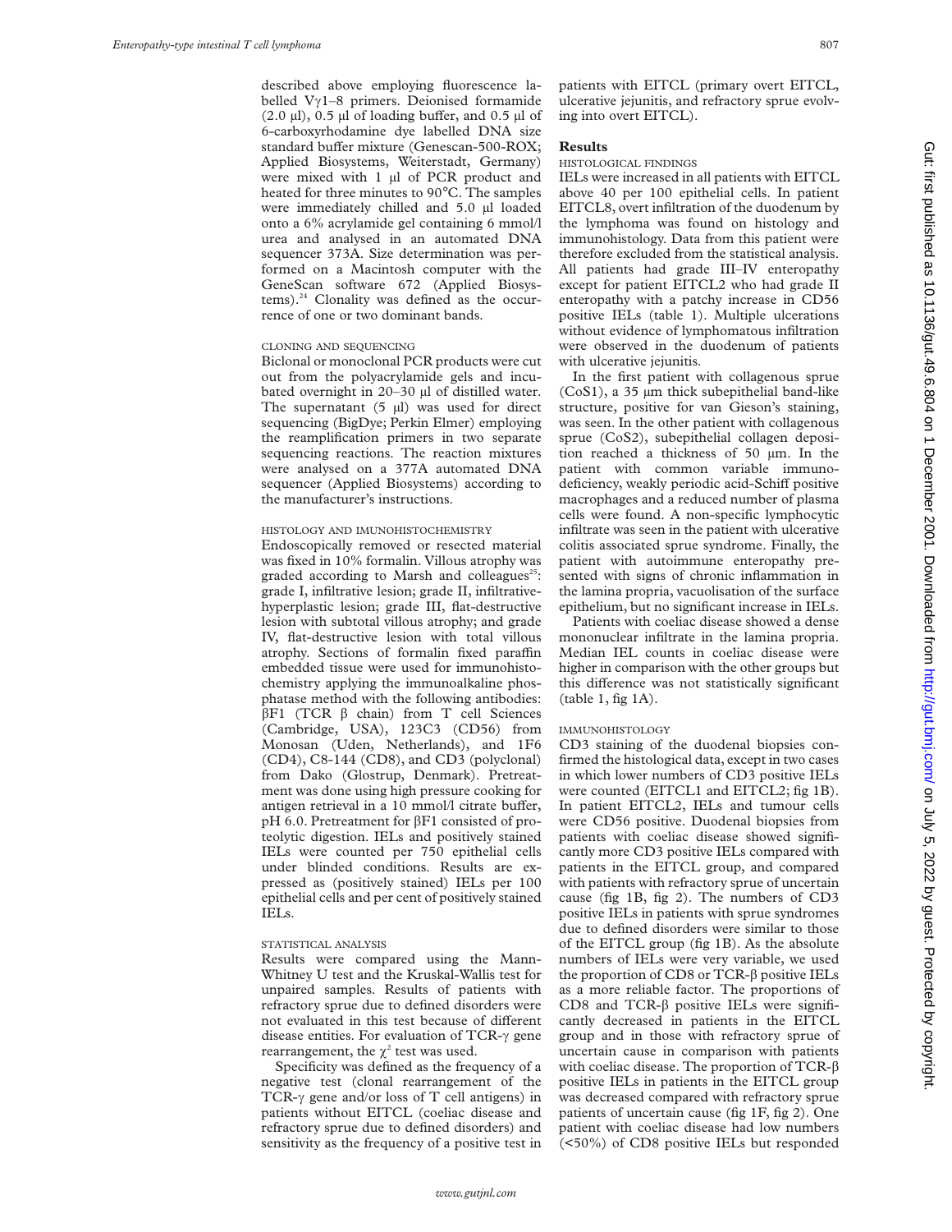described above employing fluorescence labelled Vγ1–8 primers. Deionised formamide (2.0 μl), 0.5 μl of loading buffer, and 0.5 μl of 6-carboxyrhodamine dye labelled DNA size standard buffer mixture (Genescan-500-ROX; Applied Biosystems, Weiterstadt, Germany) were mixed with 1 μl of PCR product and heated for three minutes to 90°C. The samples were immediately chilled and 5.0 μl loaded onto a 6% acrylamide gel containing 6 mmol/l urea and analysed in an automated DNA sequencer 373A. Size determination was performed on a Macintosh computer with the GeneScan software 672 (Applied Biosystems).[24] Clonality was defined as the occurrence of one or two dominant bands.

#### CLONING AND SEQUENCING

Biclonal or monoclonal PCR products were cut out from the polyacrylamide gels and incubated overnight in 20–30 μl of distilled water. The supernatant (5 μl) was used for direct sequencing (BigDye; Perkin Elmer) employing the reamplification primers in two separate sequencing reactions. The reaction mixtures were analysed on a 377A automated DNA sequencer (Applied Biosystems) according to the manufacturer's instructions.

#### HISTOLOGY AND IMUNOHISTOCHEMISTRY

Endoscopically removed or resected material was fixed in 10% formalin. Villous atrophy was graded according to Marsh and colleagues[25]: grade I, infiltrative lesion; grade II, infiltrative-hyperplastic lesion; grade III, flat-destructive lesion with subtotal villous atrophy; and grade IV, flat-destructive lesion with total villous atrophy. Sections of formalin fixed paraffin embedded tissue were used for immunohistochemistry applying the immunoalkaline phosphatase method with the following antibodies: βF1 (TCR β chain) from T cell Sciences (Cambridge, USA), 123C3 (CD56) from Monosan (Uden, Netherlands), and 1F6 (CD4), C8-144 (CD8), and CD3 (polyclonal) from Dako (Glostrup, Denmark). Pretreatment was done using high pressure cooking for antigen retrieval in a 10 mmol/l citrate buffer, pH 6.0. Pretreatment for βF1 consisted of proteolytic digestion. IELs and positively stained IELs were counted per 750 epithelial cells under blinded conditions. Results are expressed as (positively stained) IELs per 100 epithelial cells and per cent of positively stained IELs.

#### STATISTICAL ANALYSIS

Results were compared using the Mann-Whitney U test and the Kruskal-Wallis test for unpaired samples. Results of patients with refractory sprue due to defined disorders were not evaluated in this test because of different disease entities. For evaluation of TCR-γ gene rearrangement, the $\chi^2$ test was used.

Specificity was defined as the frequency of a negative test (clonal rearrangement of the TCR-γ gene and/or loss of T cell antigens) in patients without EITCL (coeliac disease and refractory sprue due to defined disorders) and sensitivity as the frequency of a positive test in patients with EITCL (primary overt EITCL, ulcerative jejunitis, and refractory sprue evolving into overt EITCL).

## Results

#### HISTOLOGICAL FINDINGS

IELs were increased in all patients with EITCL above 40 per 100 epithelial cells. In patient EITCL8, overt infiltration of the duodenum by the lymphoma was found on histology and immunohistology. Data from this patient were therefore excluded from the statistical analysis. All patients had grade III–IV enteropathy except for patient EITCL2 who had grade II enteropathy with a patchy increase in CD56 positive IELs (table 1). Multiple ulcerations without evidence of lymphomatous infiltration were observed in the duodenum of patients with ulcerative jejunitis.

In the first patient with collagenous sprue (CoS1), a 35 μm thick subepithelial band-like structure, positive for van Gieson's staining, was seen. In the other patient with collagenous sprue (CoS2), subepithelial collagen deposition reached a thickness of 50 μm. In the patient with common variable immunodeficiency, weakly periodic acid-Schiff positive macrophages and a reduced number of plasma cells were found. A non-specific lymphocytic infiltrate was seen in the patient with ulcerative colitis associated sprue syndrome. Finally, the patient with autoimmune enteropathy presented with signs of chronic inflammation in the lamina propria, vacuolisation of the surface epithelium, but no significant increase in IELs.

Patients with coeliac disease showed a dense mononuclear infiltrate in the lamina propria. Median IEL counts in coeliac disease were higher in comparison with the other groups but this difference was not statistically significant (table 1, fig 1A).

#### IMMUNOHISTOLOGY

CD3 staining of the duodenal biopsies confirmed the histological data, except in two cases in which lower numbers of CD3 positive IELs were counted (EITCL1 and EITCL2; fig 1B). In patient EITCL2, IELs and tumour cells were CD56 positive. Duodenal biopsies from patients with coeliac disease showed significantly more CD3 positive IELs compared with patients in the EITCL group, and compared with patients with refractory sprue of uncertain cause (fig 1B, fig 2). The numbers of CD3 positive IELs in patients with sprue syndromes due to defined disorders were similar to those of the EITCL group (fig 1B). As the absolute numbers of IELs were very variable, we used the proportion of CD8 or TCR-β positive IELs as a more reliable factor. The proportions of CD8 and TCR-β positive IELs were significantly decreased in patients in the EITCL group and in those with refractory sprue of uncertain cause in comparison with patients with coeliac disease. The proportion of TCR-β positive IELs in patients in the EITCL group was decreased compared with refractory sprue patients of uncertain cause (fig 1F, fig 2). One patient with coeliac disease had low numbers (<50%) of CD8 positive IELs but responded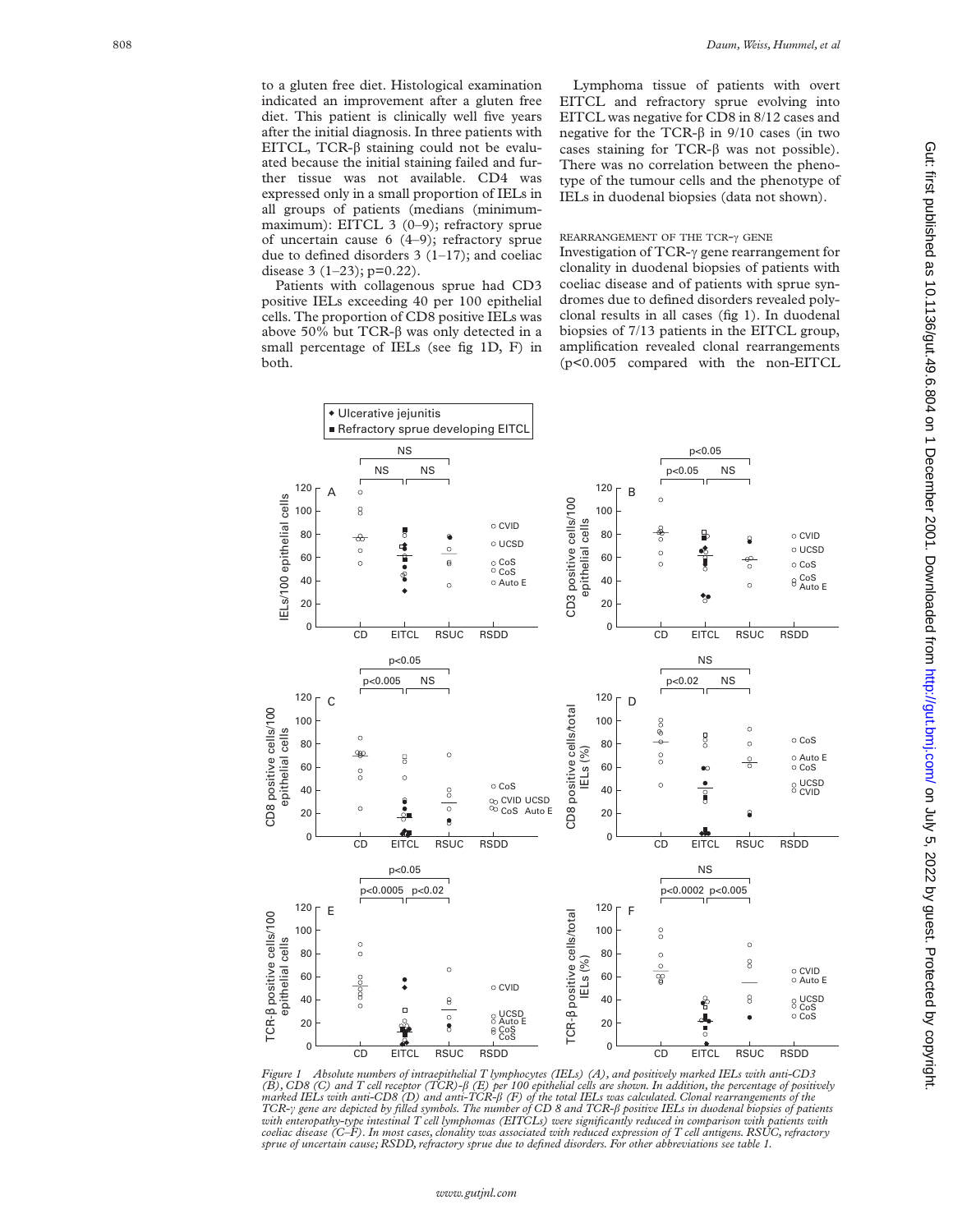to a gluten free diet. Histological examination indicated an improvement after a gluten free diet. This patient is clinically well five years after the initial diagnosis. In three patients with EITCL, TCR-β staining could not be evaluated because the initial staining failed and further tissue was not available. CD4 was expressed only in a small proportion of IELs in all groups of patients (medians (minimum-maximum): EITCL 3 (0–9); refractory sprue of uncertain cause 6 (4–9); refractory sprue due to defined disorders 3 (1–17); and coeliac disease 3 (1–23); p=0.22).

Patients with collagenous sprue had CD3 positive IELs exceeding 40 per 100 epithelial cells. The proportion of CD8 positive IELs was above 50% but TCR-β was only detected in a small percentage of IELs (see fig 1D, F) in both.

Lymphoma tissue of patients with overt EITCL and refractory sprue evolving into EITCL was negative for CD8 in 8/12 cases and negative for the TCR-β in 9/10 cases (in two cases staining for TCR-β was not possible). There was no correlation between the phenotype of the tumour cells and the phenotype of IELs in duodenal biopsies (data not shown).

### REARRANGEMENT OF THE TCR-γ GENE

Investigation of TCR-γ gene rearrangement for clonality in duodenal biopsies of patients with coeliac disease and of patients with sprue syndromes due to defined disorders revealed polyclonal results in all cases (fig 1). In duodenal biopsies of 7/13 patients in the EITCL group, amplification revealed clonal rearrangements (p<0.005 compared with the non-EITCL

*Figure 1 Absolute numbers of intraepithelial T lymphocytes (IELs) (A), and positively marked IELs with anti-CD3 (B), CD8 (C) and T cell receptor (TCR)-β (E) per 100 epithelial cells are shown. In addition, the percentage of positively marked IELs with anti-CD8 (D) and anti-TCR-β (F) of the total IELs was calculated. Clonal rearrangements of the TCR-γ gene are depicted by filled symbols. The number of CD 8 and TCR-β positive IELs in duodenal biopsies of patients with enteropathy-type intestinal T cell lymphomas (EITCLs) were significantly reduced in comparison with patients with coeliac disease (C–F). In most cases, clonality was associated with reduced expression of T cell antigens. RSUC, refractory sprue of uncertain cause; RSDD, refractory sprue due to defined disorders. For other abbreviations see table 1.*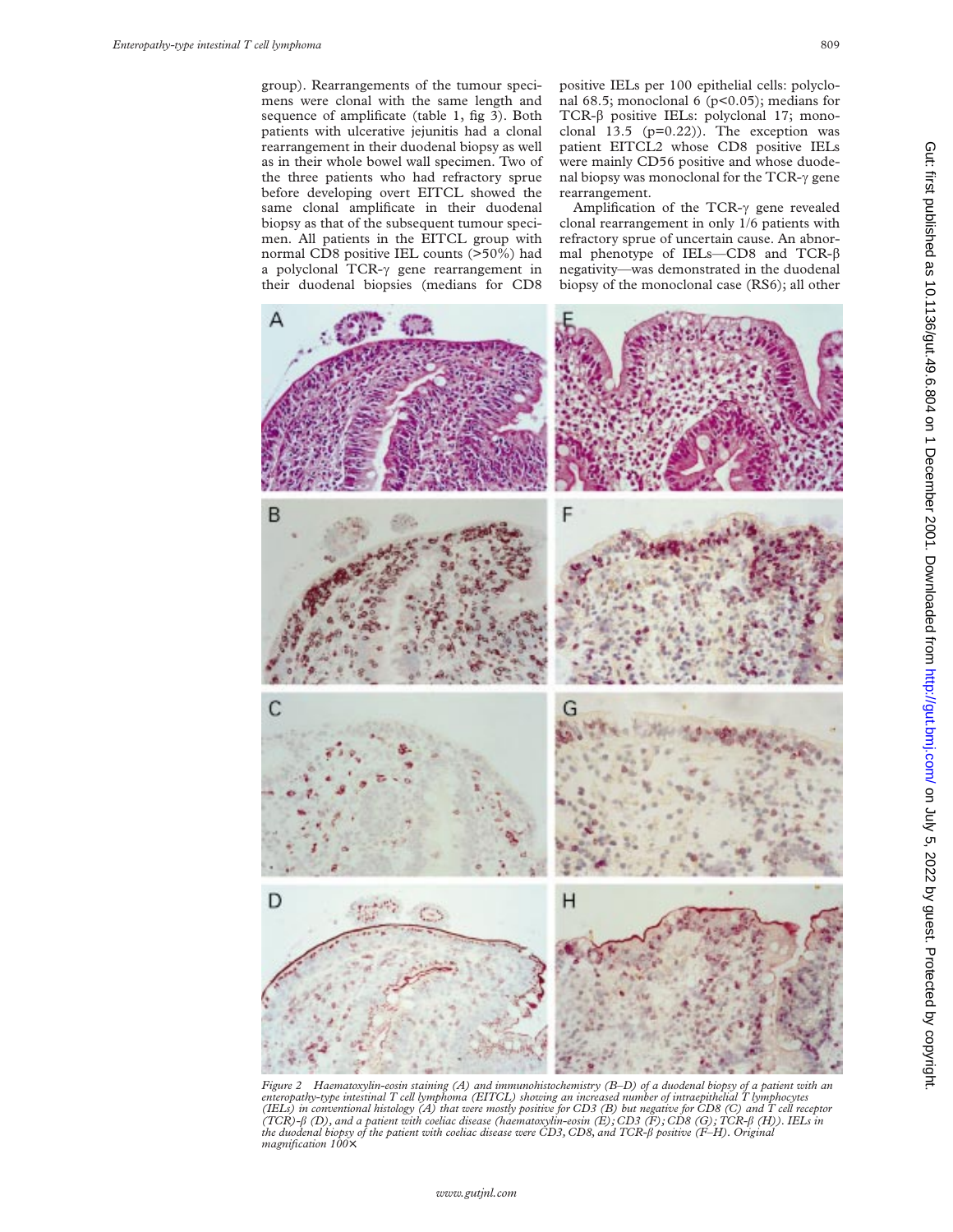group). Rearrangements of the tumour specimens were clonal with the same length and sequence of amplificate (table 1, fig 3). Both patients with ulcerative jejunitis had a clonal rearrangement in their duodenal biopsy as well as in their whole bowel wall specimen. Two of the three patients who had refractory sprue before developing overt EITCL showed the same clonal amplificate in their duodenal biopsy as that of the subsequent tumour specimen. All patients in the EITCL group with normal CD8 positive IEL counts (>50%) had a polyclonal TCR-γ gene rearrangement in their duodenal biopsies (medians for CD8 positive IELs per 100 epithelial cells: polyclonal 68.5; monoclonal 6 ($p<0.05$); medians for TCR-β positive IELs: polyclonal 17; monoclonal 13.5 ($p=0.22$)). The exception was patient EITCL2 whose CD8 positive IELs were mainly CD56 positive and whose duodenal biopsy was monoclonal for the TCR-γ gene rearrangement.

Amplification of the TCR-γ gene revealed clonal rearrangement in only 1/6 patients with refractory sprue of uncertain cause. An abnormal phenotype of IELs—CD8 and TCR-β negativity—was demonstrated in the duodenal biopsy of the monoclonal case (RS6); all other

*Figure 2 Haematoxylin-eosin staining (A) and immunohistochemistry (B–D) of a duodenal biopsy of a patient with an enteropathy-type intestinal T cell lymphoma (EITCL) showing an increased number of intraepithelial T lymphocytes (IELs) in conventional histology (A) that were mostly positive for CD3 (B) but negative for CD8 (C) and T cell receptor (TCR)-β (D), and a patient with coeliac disease (haematoxylin-eosin (E); CD3 (F); CD8 (G); TCR-β (H)). IELs in the duodenal biopsy of the patient with coeliac disease were CD3, CD8, and TCR-β positive (F–H). Original magnification 100×*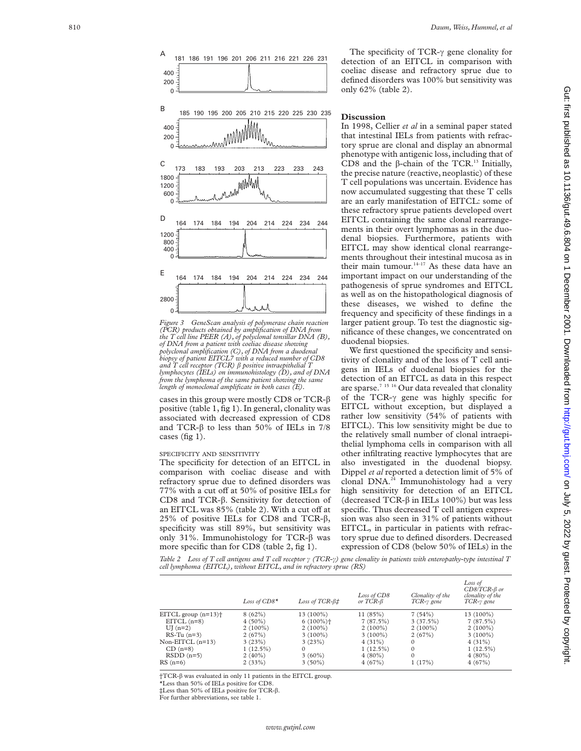Figure 3 GeneScan analysis of polymerase chain reaction (PCR) products obtained by amplification of DNA from the T cell line PEER (A), of polyclonal tonsillar DNA (B), of DNA from a patient with coeliac disease showing polyclonal amplification (C), of DNA from a duodenal biopsy of patient EITCL7 with a reduced number of CD8 and T cell receptor (TCR) β positive intraepithelial T lymphocytes (IELs) on immunohistology (D), and of DNA from the lymphoma of the same patient showing the same length of monoclonal amplificate in both cases (E).

cases in this group were mostly CD8 or TCR-β positive (table 1, fig 1). In general, clonality was associated with decreased expression of CD8 and TCR-β to less than 50% of IELs in 7/8 cases (fig 1).

### SPECIFICITY AND SENSITIVITY

The specificity for detection of an EITCL in comparison with coeliac disease and with refractory sprue due to defined disorders was 77% with a cut off at 50% of positive IELs for CD8 and TCR-β. Sensitivity for detection of an EITCL was 85% (table 2). With a cut off at 25% of positive IELs for CD8 and TCR-β, specificity was still 89%, but sensitivity was only 31%. Immunohistology for TCR-β was more specific than for CD8 (table 2, fig 1).

The specificity of TCR-γ gene clonality for detection of an EITCL in comparison with coeliac disease and refractory sprue due to defined disorders was 100% but sensitivity was only 62% (table 2).

## Discussion

In 1998, Cellier *et al* in a seminal paper stated that intestinal IELs from patients with refractory sprue are clonal and display an abnormal phenotype with antigenic loss, including that of CD8 and the β-chain of the TCR.[13] Initially, the precise nature (reactive, neoplastic) of these T cell populations was uncertain. Evidence has now accumulated suggesting that these T cells are an early manifestation of EITCL: some of these refractory sprue patients developed overt EITCL containing the same clonal rearrangements in their overt lymphomas as in the duodenal biopsies. Furthermore, patients with EITCL may show identical clonal rearrangements throughout their intestinal mucosa as in their main tumour.[14–17] As these data have an important impact on our understanding of the pathogenesis of sprue syndromes and EITCL as well as on the histopathological diagnosis of these diseases, we wished to define the frequency and specificity of these findings in a larger patient group. To test the diagnostic significance of these changes, we concentrated on duodenal biopsies.

We first questioned the specificity and sensitivity of clonality and of the loss of T cell antigens in IELs of duodenal biopsies for the detection of an EITCL as data in this respect are sparse.[7 15 16] Our data revealed that clonality of the TCR-γ gene was highly specific for EITCL without exception, but displayed a rather low sensitivity (54% of patients with EITCL). This low sensitivity might be due to the relatively small number of clonal intraepithelial lymphoma cells in comparison with all other infiltrating reactive lymphocytes that are also investigated in the duodenal biopsy. Dippel *et al* reported a detection limit of 5% of clonal DNA.[24] Immunohistology had a very high sensitivity for detection of an EITCL (decreased TCR-β in IELs 100%) but was less specific. Thus decreased T cell antigen expression was also seen in 31% of patients without EITCL, in particular in patients with refractory sprue due to defined disorders. Decreased expression of CD8 (below 50% of IELs) in the

Table 2 Loss of T cell antigens and T cell receptor γ (TCR-γ) gene clonality in patients with enteropathy-type intestinal T cell lymphoma (EITCL), without EITCL, and in refractory sprue (RS)

| | Loss of CD8* | Loss of TCR-β‡ | Loss of CD8 or TCR-β | Clonality of the TCR-γ gene | Loss of CD8/TCR-β or clonality of the TCR-γ gene |
|---|---|---|---|---|---|
| EITCL group (n=13)† | 8 (62%) | 13 (100%) | 11 (85%) | 7 (54%) | 13 (100%) |
| EITCL (n=8) | 4 (50%) | 6 (100%)† | 7 (87.5%) | 3 (37.5%) | 7 (87.5%) |
| UJ (n=2) | 2 (100%) | 2 (100%) | 2 (100%) | 2 (100%) | 2 (100%) |
| RS-Tu (n=3) | 2 (67%) | 3 (100%) | 3 (100%) | 2 (67%) | 3 (100%) |
| Non-EITCL (n=13) | 3 (23%) | 3 (23%) | 4 (31%) | 0 | 4 (31%) |
| CD (n=8) | 1 (12.5%) | 0 | 1 (12.5%) | 0 | 1 (12.5%) |
| RSDD (n=5) | 2 (40%) | 3 (60%) | 4 (80%) | 0 | 4 (80%) |
| RS (n=6) | 2 (33%) | 3 (50%) | 4 (67%) | 1 (17%) | 4 (67%) |

†TCR-β was evaluated in only 11 patients in the EITCL group.
*Less than 50% of IELs positive for CD8.
‡Less than 50% of IELs positive for TCR-β.
For further abbreviations, see table 1.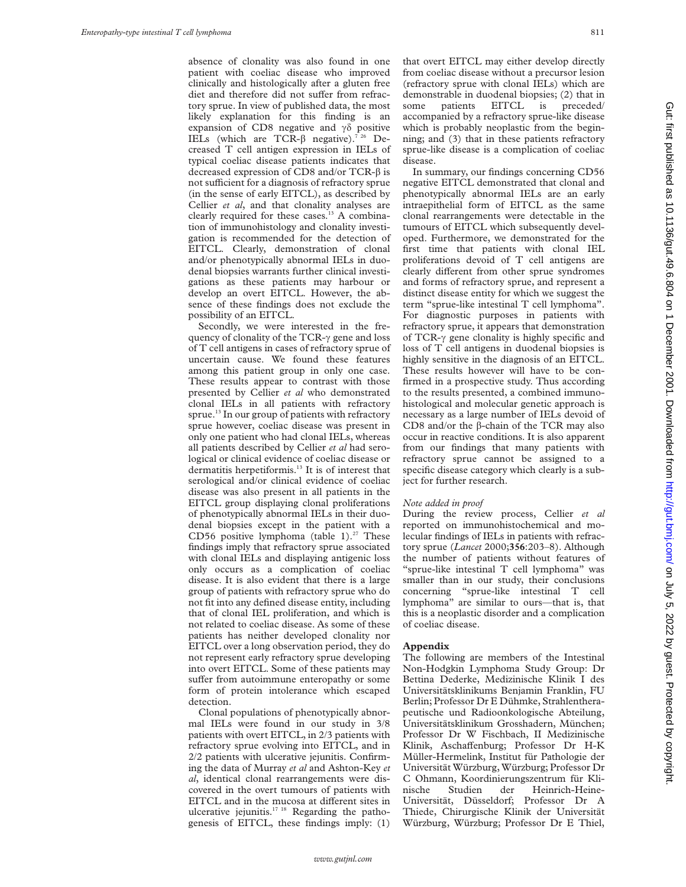absence of clonality was also found in one patient with coeliac disease who improved clinically and histologically after a gluten free diet and therefore did not suffer from refractory sprue. In view of published data, the most likely explanation for this finding is an expansion of CD8 negative and γδ positive IELs (which are TCR-β negative).[7 26] Decreased T cell antigen expression in IELs of typical coeliac disease patients indicates that decreased expression of CD8 and/or TCR-β is not sufficient for a diagnosis of refractory sprue (in the sense of early EITCL), as described by Cellier *et al*, and that clonality analyses are clearly required for these cases.[13] A combination of immunohistology and clonality investigation is recommended for the detection of EITCL. Clearly, demonstration of clonal and/or phenotypically abnormal IELs in duodenal biopsies warrants further clinical investigations as these patients may harbour or develop an overt EITCL. However, the absence of these findings does not exclude the possibility of an EITCL.

Secondly, we were interested in the frequency of clonality of the TCR-γ gene and loss of T cell antigens in cases of refractory sprue of uncertain cause. We found these features among this patient group in only one case. These results appear to contrast with those presented by Cellier *et al* who demonstrated clonal IELs in all patients with refractory sprue.[13] In our group of patients with refractory sprue however, coeliac disease was present in only one patient who had clonal IELs, whereas all patients described by Cellier *et al* had serological or clinical evidence of coeliac disease or dermatitis herpetiformis.[13] It is of interest that serological and/or clinical evidence of coeliac disease was also present in all patients in the EITCL group displaying clonal proliferations of phenotypically abnormal IELs in their duodenal biopsies except in the patient with a CD56 positive lymphoma (table 1).[27] These findings imply that refractory sprue associated with clonal IELs and displaying antigenic loss only occurs as a complication of coeliac disease. It is also evident that there is a large group of patients with refractory sprue who do not fit into any defined disease entity, including that of clonal IEL proliferation, and which is not related to coeliac disease. As some of these patients has neither developed clonality nor EITCL over a long observation period, they do not represent early refractory sprue developing into overt EITCL. Some of these patients may suffer from autoimmune enteropathy or some form of protein intolerance which escaped detection.

Clonal populations of phenotypically abnormal IELs were found in our study in 3/8 patients with overt EITCL, in 2/3 patients with refractory sprue evolving into EITCL, and in 2/2 patients with ulcerative jejunitis. Confirming the data of Murray *et al* and Ashton-Key *et al*, identical clonal rearrangements were discovered in the overt tumours of patients with EITCL and in the mucosa at different sites in ulcerative jejunitis.[17 18] Regarding the pathogenesis of EITCL, these findings imply: (1) that overt EITCL may either develop directly from coeliac disease without a precursor lesion (refractory sprue with clonal IELs) which are demonstrable in duodenal biopsies; (2) that in some patients EITCL is preceded/accompanied by a refractory sprue-like disease which is probably neoplastic from the beginning; and (3) that in these patients refractory sprue-like disease is a complication of coeliac disease.

In summary, our findings concerning CD56 negative EITCL demonstrated that clonal and phenotypically abnormal IELs are an early intraepithelial form of EITCL as the same clonal rearrangements were detectable in the tumours of EITCL which subsequently developed. Furthermore, we demonstrated for the first time that patients with clonal IEL proliferations devoid of T cell antigens are clearly different from other sprue syndromes and forms of refractory sprue, and represent a distinct disease entity for which we suggest the term "sprue-like intestinal T cell lymphoma". For diagnostic purposes in patients with refractory sprue, it appears that demonstration of TCR-γ gene clonality is highly specific and loss of T cell antigens in duodenal biopsies is highly sensitive in the diagnosis of an EITCL. These results however will have to be confirmed in a prospective study. Thus according to the results presented, a combined immunohistological and molecular genetic approach is necessary as a large number of IELs devoid of CD8 and/or the β-chain of the TCR may also occur in reactive conditions. It is also apparent from our findings that many patients with refractory sprue cannot be assigned to a specific disease category which clearly is a subject for further research.

### *Note added in proof*

During the review process, Cellier *et al* reported on immunohistochemical and molecular findings of IELs in patients with refractory sprue (*Lancet* 2000;**356**:203–8). Although the number of patients without features of "sprue-like intestinal T cell lymphoma" was smaller than in our study, their conclusions concerning "sprue-like intestinal T cell lymphoma" are similar to ours—that is, that this is a neoplastic disorder and a complication of coeliac disease.

## Appendix

The following are members of the Intestinal Non-Hodgkin Lymphoma Study Group: Dr Bettina Dederke, Medizinische Klinik I des Universitätsklinikums Benjamin Franklin, FU Berlin; Professor Dr E Dühmke, Strahlentherapeutische und Radioonkologische Abteilung, Universitätsklinikum Grosshadern, München; Professor Dr W Fischbach, II Medizinische Klinik, Aschaffenburg; Professor Dr H-K Müller-Hermelink, Institut für Pathologie der Universität Würzburg, Würzburg; Professor Dr C Ohmann, Koordinierungszentrum für Klinische Studien der Heinrich-Heine-Universität, Düsseldorf; Professor Dr A Thiede, Chirurgische Klinik der Universität Würzburg, Würzburg; Professor Dr E Thiel,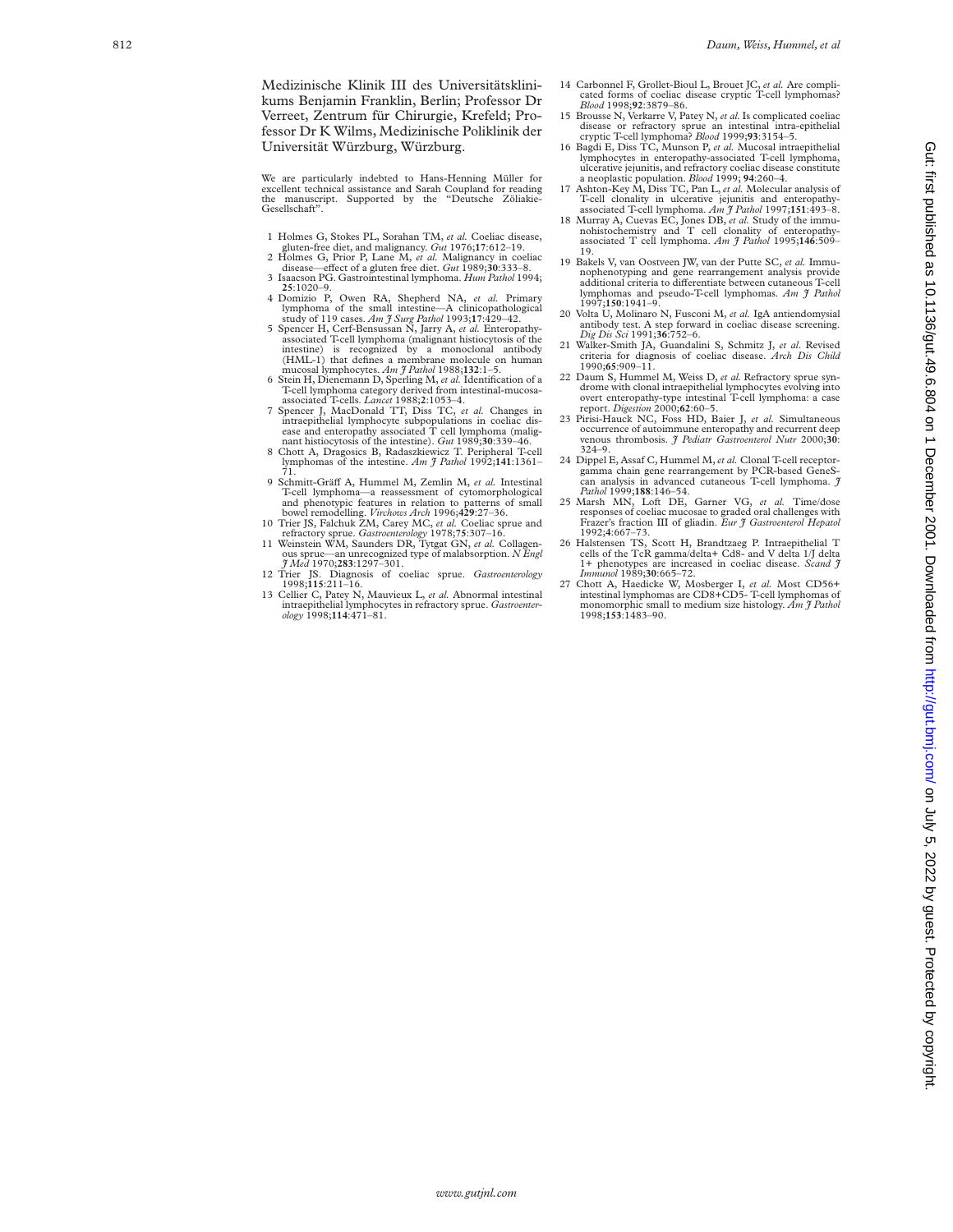Medizinische Klinik III des Universitätsklinikums Benjamin Franklin, Berlin; Professor Dr Verreet, Zentrum für Chirurgie, Krefeld; Professor Dr K Wilms, Medizinische Poliklinik der Universität Würzburg, Würzburg.

We are particularly indebted to Hans-Henning Müller for excellent technical assistance and Sarah Coupland for reading the manuscript. Supported by the "Deutsche Zöliakie-Gesellschaft".

1. Holmes G, Stokes PL, Sorahan TM, *et al.* Coeliac disease, gluten-free diet, and malignancy. *Gut* 1976;**17**:612–19.
2. Holmes G, Prior P, Lane M, *et al.* Malignancy in coeliac disease—effect of a gluten free diet. *Gut* 1989;**30**:333–8.
3. Isaacson PG. Gastrointestinal lymphoma. *Hum Pathol* 1994; **25**:1020–9.
4. Domizio P, Owen RA, Shepherd NA, *et al.* Primary lymphoma of the small intestine—A clinicopathological study of 119 cases. *Am J Surg Pathol* 1993;**17**:429–42.
5. Spencer H, Cerf-Bensussan N, Jarry A, *et al.* Enteropathy-associated T-cell lymphoma (malignant histiocytosis of the intestine) is recognized by a monoclonal antibody (HML-1) that defines a membrane molecule on human mucosal lymphocytes. *Am J Pathol* 1988;**132**:1–5.
6. Stein H, Dienemann D, Sperling M, *et al.* Identification of a T-cell lymphoma category derived from intestinal-mucosa-associated T-cells. *Lancet* 1988;**2**:1053–4.
7. Spencer J, MacDonald TT, Diss TC, *et al.* Changes in intraepithelial lymphocyte subpopulations in coeliac disease and enteropathy associated T cell lymphoma (malignant histiocytosis of the intestine). *Gut* 1989;**30**:339–46.
8. Chott A, Dragosics B, Radaszkiewicz T. Peripheral T-cell lymphomas of the intestine. *Am J Pathol* 1992;**141**:1361–71.
9. Schmitt-Gräff A, Hummel M, Zemlin M, *et al.* Intestinal T-cell lymphoma—a reassessment of cytomorphological and phenotypic features in relation to patterns of small bowel remodelling. *Virchows Arch* 1996;**429**:27–36.
10. Trier JS, Falchuk ZM, Carey MC, *et al.* Coeliac sprue and refractory sprue. *Gastroenterology* 1978;**75**:307–16.
11. Weinstein WM, Saunders DR, Tytgat GN, *et al.* Collagenous sprue—an unrecognized type of malabsorption. *N Engl J Med* 1970;**283**:1297–301.
12. Trier JS. Diagnosis of coeliac sprue. *Gastroenterology* 1998;**115**:211–16.
13. Cellier C, Patey N, Mauvieux L, *et al.* Abnormal intestinal intraepithelial lymphocytes in refractory sprue. *Gastroenterology* 1998;**114**:471–81.
14. Carbonnel F, Grollet-Bioul L, Brouet JC, *et al.* Are complicated forms of coeliac disease cryptic T-cell lymphomas? *Blood* 1998;**92**:3879–86.
15. Brousse N, Verkarre V, Patey N, *et al.* Is complicated coeliac disease or refractory sprue an intestinal intra-epithelial cryptic T-cell lymphoma? *Blood* 1999;**93**:3154–5.
16. Bagdi E, Diss TC, Munson P, *et al.* Mucosal intraepithelial lymphocytes in enteropathy-associated T-cell lymphoma, ulcerative jejunitis, and refractory coeliac disease constitute a neoplastic population. *Blood* 1999; **94**:260–4.
17. Ashton-Key M, Diss TC, Pan L, *et al.* Molecular analysis of T-cell clonality in ulcerative jejunitis and enteropathy-associated T-cell lymphoma. *Am J Pathol* 1997;**151**:493–8.
18. Murray A, Cuevas EC, Jones DB, *et al.* Study of the immunohistochemistry and T cell clonality of enteropathy-associated T cell lymphoma. *Am J Pathol* 1995;**146**:509–19.
19. Bakels V, van Oostveen JW, van der Putte SC, *et al.* Immunophenotyping and gene rearrangement analysis provide additional criteria to differentiate between cutaneous T-cell lymphomas and pseudo-T-cell lymphomas. *Am J Pathol* 1997;**150**:1941–9.
20. Volta U, Molinaro N, Fusconi M, *et al.* IgA antiendomysial antibody test. A step forward in coeliac disease screening. *Dig Dis Sci* 1991;**36**:752–6.
21. Walker-Smith JA, Guandalini S, Schmitz J, *et al.* Revised criteria for diagnosis of coeliac disease. *Arch Dis Child* 1990;**65**:909–11.
22. Daum S, Hummel M, Weiss D, *et al.* Refractory sprue syndrome with clonal intraepithelial lymphocytes evolving into overt enteropathy-type intestinal T-cell lymphoma: a case report. *Digestion* 2000;**62**:60–5.
23. Pirisi-Hauck NC, Foss HD, Baier J, *et al.* Simultaneous occurrence of autoimmune enteropathy and recurrent deep venous thrombosis. *J Pediatr Gastroenterol Nutr* 2000;**30**: 324–9.
24. Dippel E, Assaf C, Hummel M, *et al.* Clonal T-cell receptor-gamma chain gene rearrangement by PCR-based GeneScan analysis in advanced cutaneous T-cell lymphoma. *J Pathol* 1999;**188**:146–54.
25. Marsh MN, Loft DE, Garner VG, *et al.* Time/dose responses of coeliac mucosae to graded oral challenges with Frazer's fraction III of gliadin. *Eur J Gastroenterol Hepatol* 1992;**4**:667–73.
26. Halstensen TS, Scott H, Brandtzaeg P. Intraepithelial T cells of the TcR gamma/delta+ Cd8- and V delta 1/J delta 1+ phenotypes are increased in coeliac disease. *Scand J Immunol* 1989;**30**:665–72.
27. Chott A, Haedicke W, Mosberger I, *et al.* Most CD56+ intestinal lymphomas are CD8+CD5- T-cell lymphomas of monomorphic small to medium size histology. *Am J Pathol* 1998;**153**:1483–90.